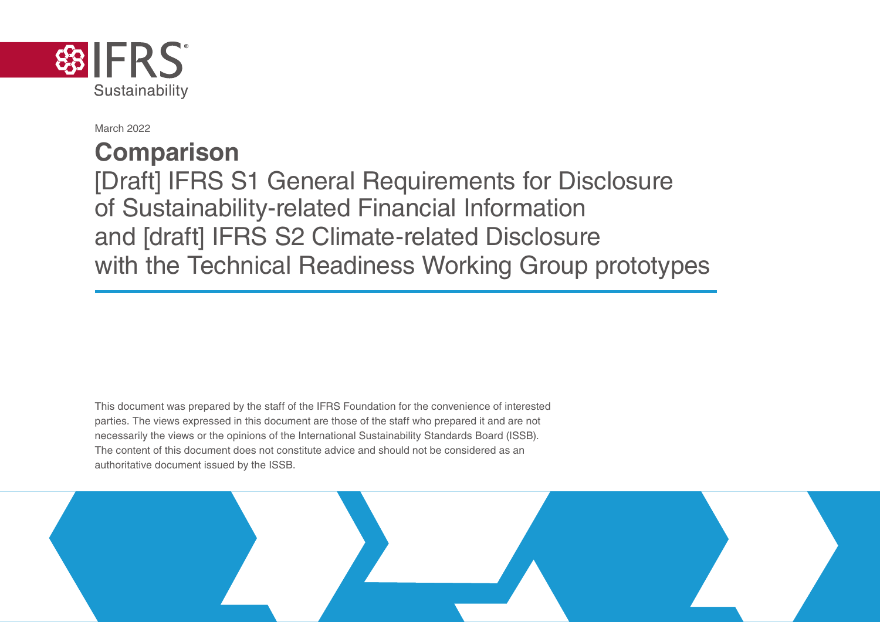IFRS Sustainability

March 2022

# Comparison

## [Draft] IFRS S1 General Requirements for Disclosure of Sustainability-related Financial Information and [draft] IFRS S2 Climate-related Disclosure with the Technical Readiness Working Group prototypes

This document was prepared by the staff of the IFRS Foundation for the convenience of interested parties. The views expressed in this document are those of the staff who prepared it and are not necessarily the views or the opinions of the International Sustainability Standards Board (ISSB). The content of this document does not constitute advice and should not be considered as an authoritative document issued by the ISSB.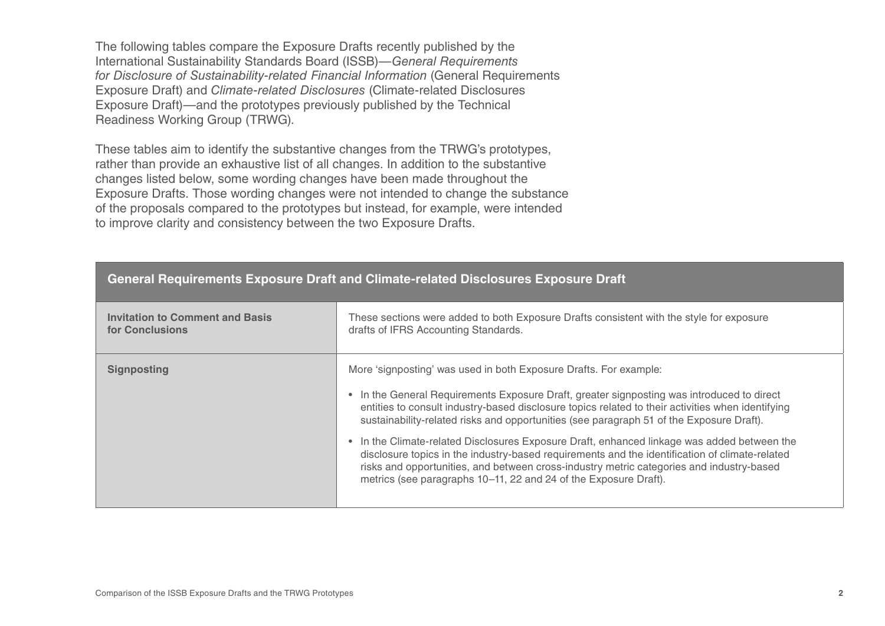The following tables compare the Exposure Drafts recently published by the International Sustainability Standards Board (ISSB)—*General Requirements for Disclosure of Sustainability-related Financial Information* (General Requirements Exposure Draft) and *Climate-related Disclosures* (Climate-related Disclosures Exposure Draft)—and the prototypes previously published by the Technical Readiness Working Group (TRWG).

These tables aim to identify the substantive changes from the TRWG's prototypes, rather than provide an exhaustive list of all changes. In addition to the substantive changes listed below, some wording changes have been made throughout the Exposure Drafts. Those wording changes were not intended to change the substance of the proposals compared to the prototypes but instead, for example, were intended to improve clarity and consistency between the two Exposure Drafts.

| General Requirements Exposure Draft and Climate-related Disclosures Exposure Draft | |
|---|---|
| **Invitation to Comment and Basis for Conclusions** | These sections were added to both Exposure Drafts consistent with the style for exposure drafts of IFRS Accounting Standards. |
| **Signposting** | More 'signposting' was used in both Exposure Drafts. For example:<br>• In the General Requirements Exposure Draft, greater signposting was introduced to direct entities to consult industry-based disclosure topics related to their activities when identifying sustainability-related risks and opportunities (see paragraph 51 of the Exposure Draft).<br>• In the Climate-related Disclosures Exposure Draft, enhanced linkage was added between the disclosure topics in the industry-based requirements and the identification of climate-related risks and opportunities, and between cross-industry metric categories and industry-based metrics (see paragraphs 10–11, 22 and 24 of the Exposure Draft). |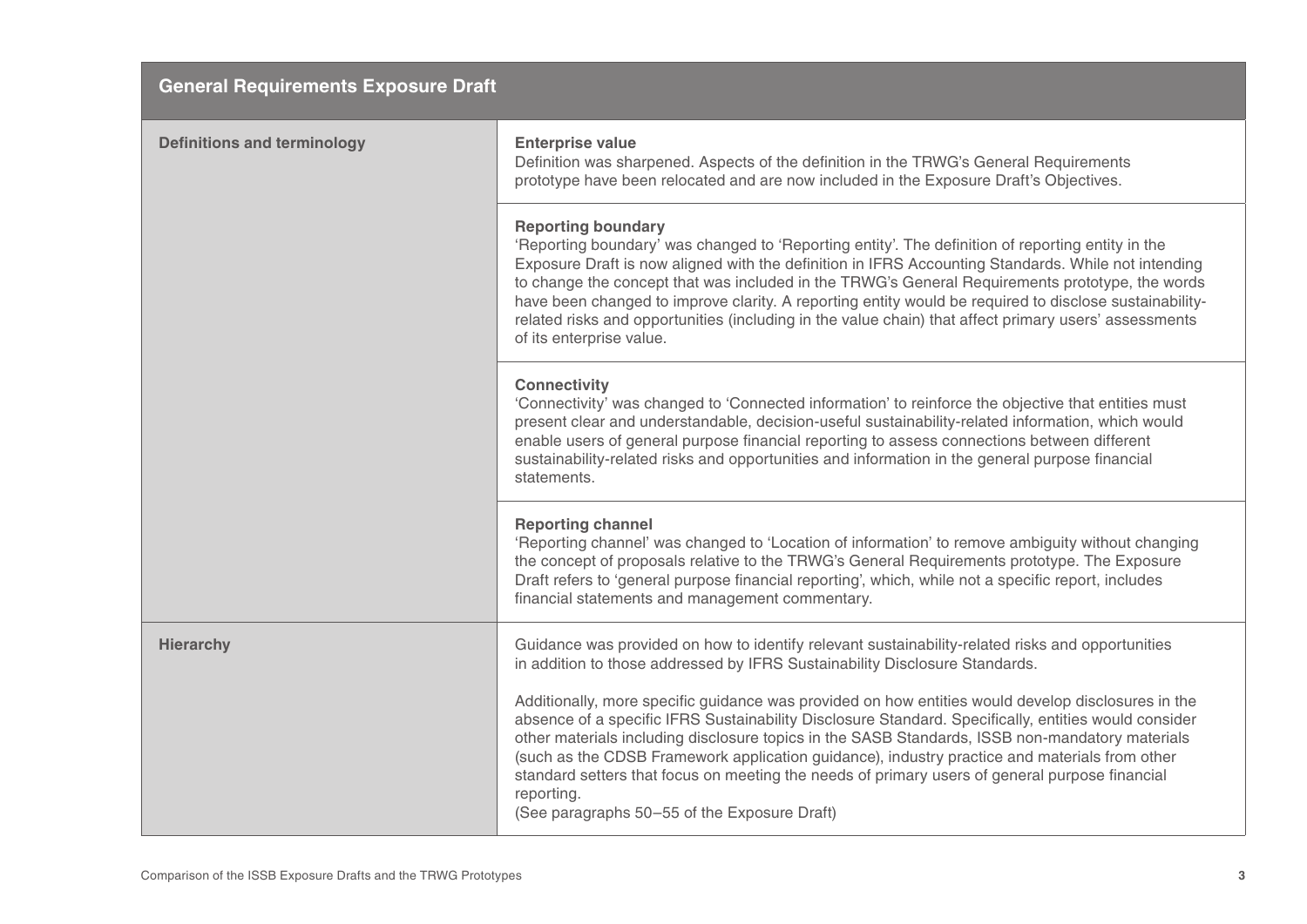| General Requirements Exposure Draft | |
|---|---|
| **Definitions and terminology** | **Enterprise value**<br>Definition was sharpened. Aspects of the definition in the TRWG's General Requirements prototype have been relocated and are now included in the Exposure Draft's Objectives. |
| | **Reporting boundary**<br>'Reporting boundary' was changed to 'Reporting entity'. The definition of reporting entity in the Exposure Draft is now aligned with the definition in IFRS Accounting Standards. While not intending to change the concept that was included in the TRWG's General Requirements prototype, the words have been changed to improve clarity. A reporting entity would be required to disclose sustainability-related risks and opportunities (including in the value chain) that affect primary users' assessments of its enterprise value. |
| | **Connectivity**<br>'Connectivity' was changed to 'Connected information' to reinforce the objective that entities must present clear and understandable, decision-useful sustainability-related information, which would enable users of general purpose financial reporting to assess connections between different sustainability-related risks and opportunities and information in the general purpose financial statements. |
| | **Reporting channel**<br>'Reporting channel' was changed to 'Location of information' to remove ambiguity without changing the concept of proposals relative to the TRWG's General Requirements prototype. The Exposure Draft refers to 'general purpose financial reporting', which, while not a specific report, includes financial statements and management commentary. |
| **Hierarchy** | Guidance was provided on how to identify relevant sustainability-related risks and opportunities in addition to those addressed by IFRS Sustainability Disclosure Standards.<br><br>Additionally, more specific guidance was provided on how entities would develop disclosures in the absence of a specific IFRS Sustainability Disclosure Standard. Specifically, entities would consider other materials including disclosure topics in the SASB Standards, ISSB non-mandatory materials (such as the CDSB Framework application guidance), industry practice and materials from other standard setters that focus on meeting the needs of primary users of general purpose financial reporting.<br>(See paragraphs 50–55 of the Exposure Draft) |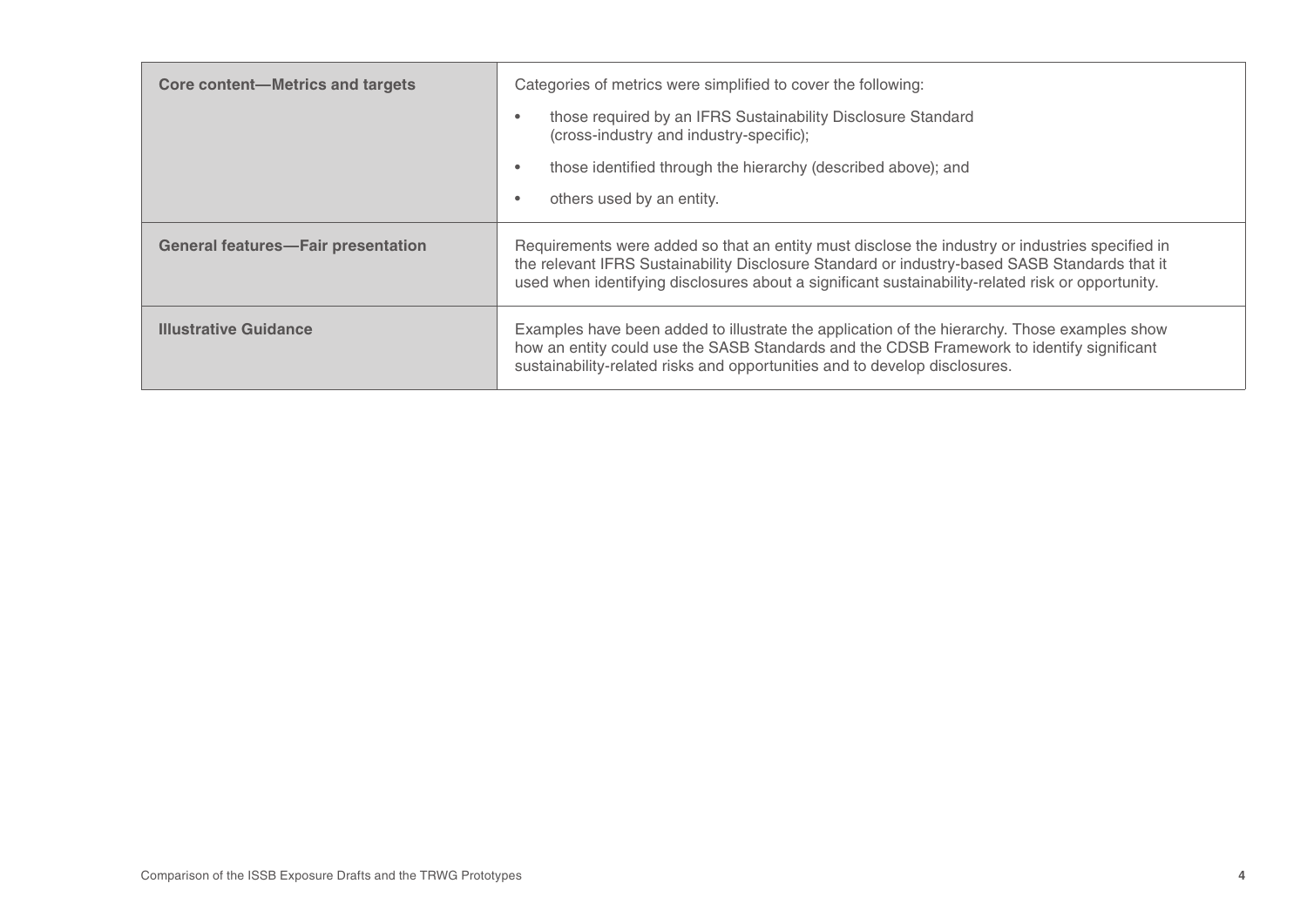| | |
|---|---|
| **Core content—Metrics and targets** | Categories of metrics were simplified to cover the following:<br>• those required by an IFRS Sustainability Disclosure Standard (cross-industry and industry-specific);<br>• those identified through the hierarchy (described above); and<br>• others used by an entity. |
| **General features—Fair presentation** | Requirements were added so that an entity must disclose the industry or industries specified in the relevant IFRS Sustainability Disclosure Standard or industry-based SASB Standards that it used when identifying disclosures about a significant sustainability-related risk or opportunity. |
| **Illustrative Guidance** | Examples have been added to illustrate the application of the hierarchy. Those examples show how an entity could use the SASB Standards and the CDSB Framework to identify significant sustainability-related risks and opportunities and to develop disclosures. |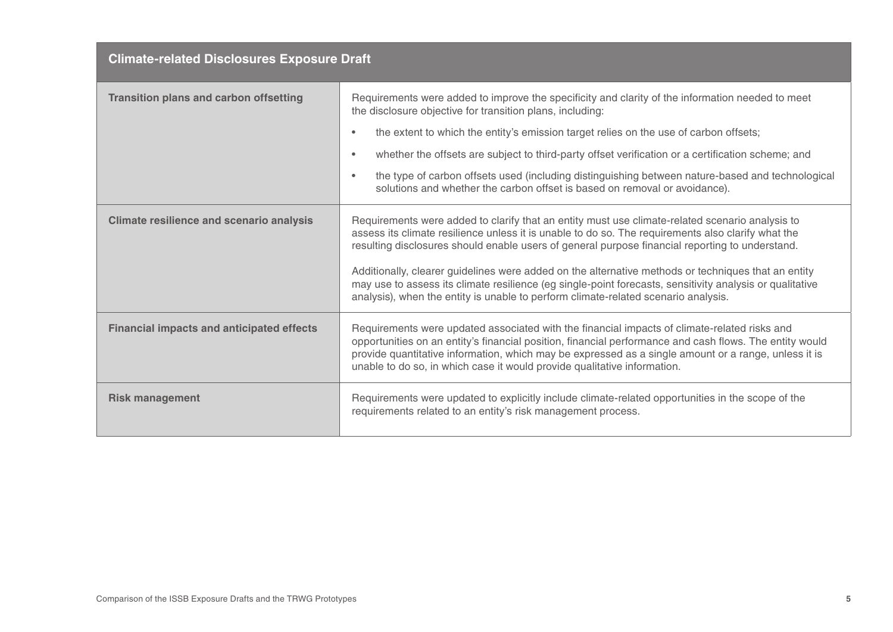| Climate-related Disclosures Exposure Draft | |
|---|---|
| **Transition plans and carbon offsetting** | Requirements were added to improve the specificity and clarity of the information needed to meet the disclosure objective for transition plans, including:<br>• the extent to which the entity's emission target relies on the use of carbon offsets;<br>• whether the offsets are subject to third-party offset verification or a certification scheme; and<br>• the type of carbon offsets used (including distinguishing between nature-based and technological solutions and whether the carbon offset is based on removal or avoidance). |
| **Climate resilience and scenario analysis** | Requirements were added to clarify that an entity must use climate-related scenario analysis to assess its climate resilience unless it is unable to do so. The requirements also clarify what the resulting disclosures should enable users of general purpose financial reporting to understand.<br><br>Additionally, clearer guidelines were added on the alternative methods or techniques that an entity may use to assess its climate resilience (eg single-point forecasts, sensitivity analysis or qualitative analysis), when the entity is unable to perform climate-related scenario analysis. |
| **Financial impacts and anticipated effects** | Requirements were updated associated with the financial impacts of climate-related risks and opportunities on an entity's financial position, financial performance and cash flows. The entity would provide quantitative information, which may be expressed as a single amount or a range, unless it is unable to do so, in which case it would provide qualitative information. |
| **Risk management** | Requirements were updated to explicitly include climate-related opportunities in the scope of the requirements related to an entity's risk management process. |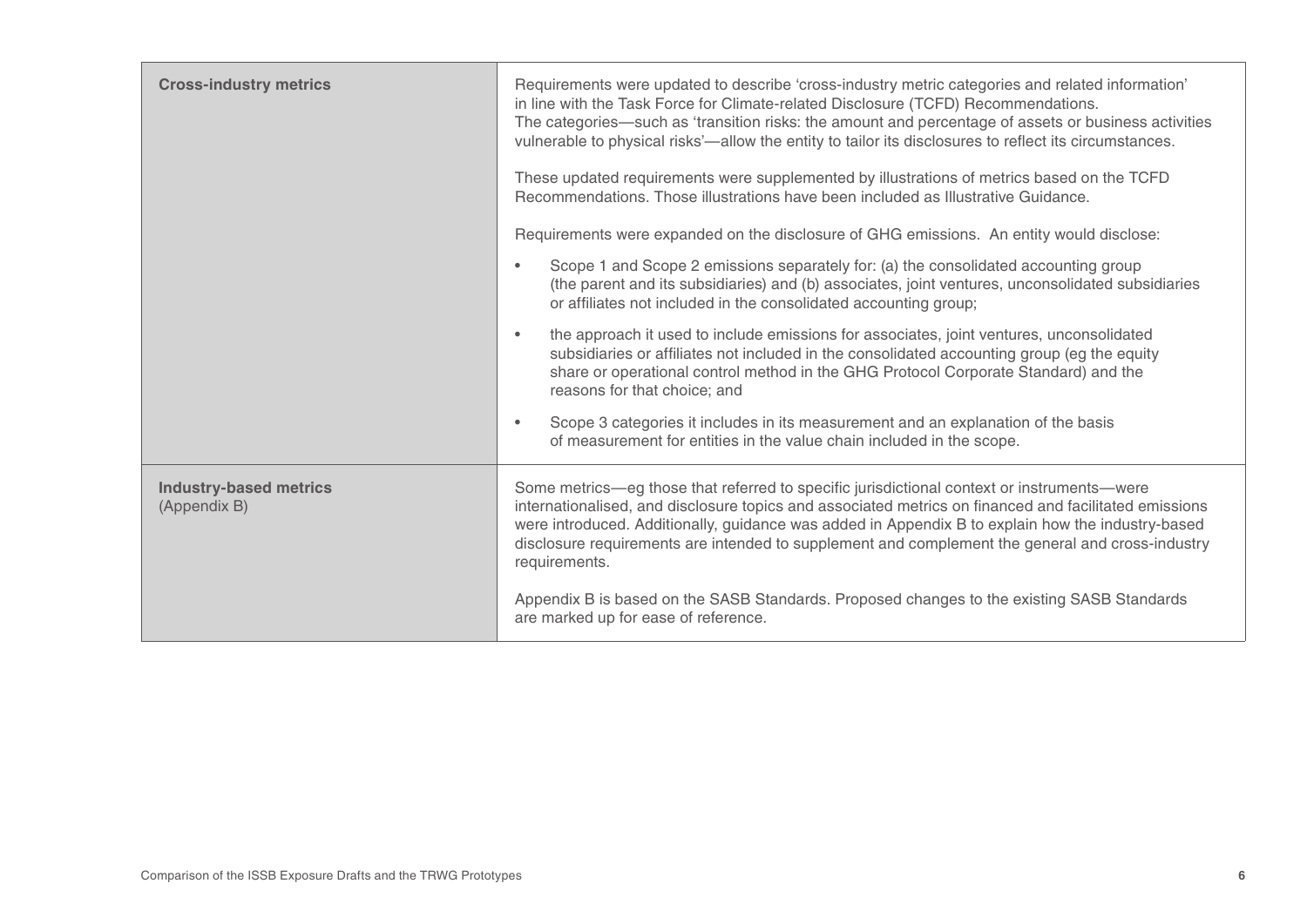| | |
|---|---|
| **Cross-industry metrics** | Requirements were updated to describe 'cross-industry metric categories and related information' in line with the Task Force for Climate-related Disclosure (TCFD) Recommendations. The categories—such as 'transition risks: the amount and percentage of assets or business activities vulnerable to physical risks'—allow the entity to tailor its disclosures to reflect its circumstances.<br><br>These updated requirements were supplemented by illustrations of metrics based on the TCFD Recommendations. Those illustrations have been included as Illustrative Guidance.<br><br>Requirements were expanded on the disclosure of GHG emissions. An entity would disclose:<br><br>• Scope 1 and Scope 2 emissions separately for: (a) the consolidated accounting group (the parent and its subsidiaries) and (b) associates, joint ventures, unconsolidated subsidiaries or affiliates not included in the consolidated accounting group;<br><br>• the approach it used to include emissions for associates, joint ventures, unconsolidated subsidiaries or affiliates not included in the consolidated accounting group (eg the equity share or operational control method in the GHG Protocol Corporate Standard) and the reasons for that choice; and<br><br>• Scope 3 categories it includes in its measurement and an explanation of the basis of measurement for entities in the value chain included in the scope. |
| **Industry-based metrics** (Appendix B) | Some metrics—eg those that referred to specific jurisdictional context or instruments—were internationalised, and disclosure topics and associated metrics on financed and facilitated emissions were introduced. Additionally, guidance was added in Appendix B to explain how the industry-based disclosure requirements are intended to supplement and complement the general and cross-industry requirements.<br><br>Appendix B is based on the SASB Standards. Proposed changes to the existing SASB Standards are marked up for ease of reference. |